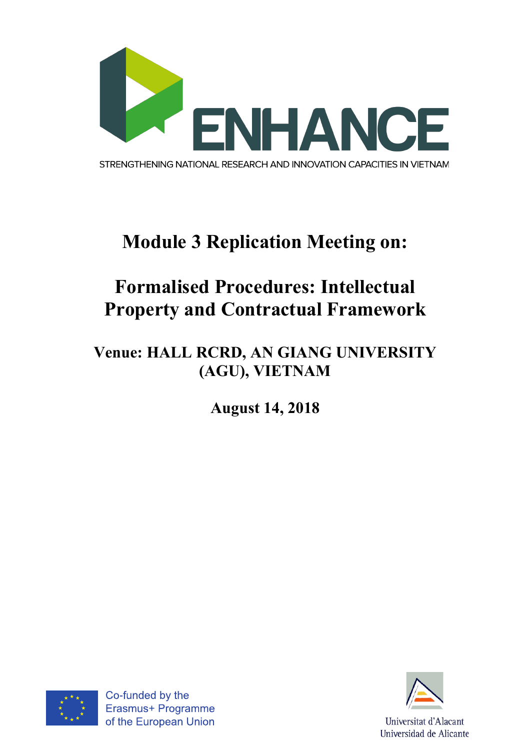ENHANCE

STRENGTHENING NATIONAL RESEARCH AND INNOVATION CAPACITIES IN VIETNAM

# Module 3 Replication Meeting on:

# Formalised Procedures: Intellectual Property and Contractual Framework

## Venue: HALL RCRD, AN GIANG UNIVERSITY (AGU), VIETNAM

## August 14, 2018

Co-funded by the Erasmus+ Programme of the European Union

Universitat d'Alacant
Universidad de Alicante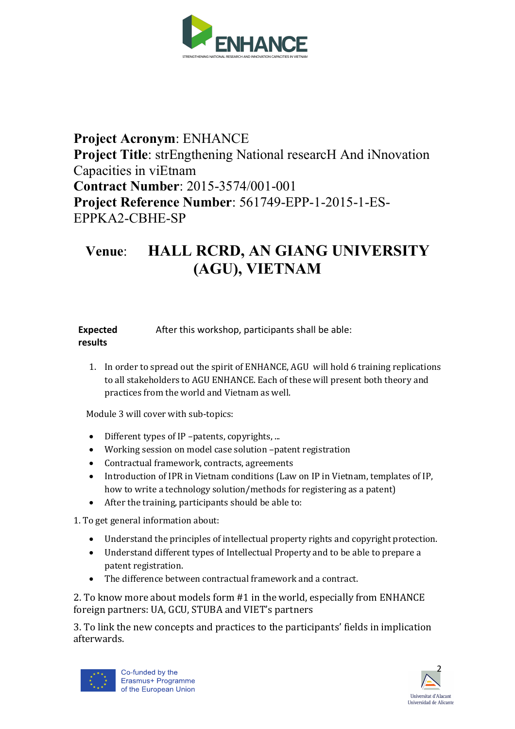**Project Acronym**: ENHANCE
**Project Title**: strEngthening National researcH And iNnovation Capacities in viEtnam
**Contract Number**: 2015-3574/001-001
**Project Reference Number**: 561749-EPP-1-2015-1-ES-EPPKA2-CBHE-SP

**Venue**: **HALL RCRD, AN GIANG UNIVERSITY (AGU), VIETNAM**

| **Expected results** | After this workshop, participants shall be able: |
|---|---|

1. In order to spread out the spirit of ENHANCE, AGU will hold 6 training replications to all stakeholders to AGU ENHANCE. Each of these will present both theory and practices from the world and Vietnam as well.

Module 3 will cover with sub-topics:

- Different types of IP –patents, copyrights, ...
- Working session on model case solution –patent registration
- Contractual framework, contracts, agreements
- Introduction of IPR in Vietnam conditions (Law on IP in Vietnam, templates of IP, how to write a technology solution/methods for registering as a patent)
- After the training, participants should be able to:

1. To get general information about:

- Understand the principles of intellectual property rights and copyright protection.
- Understand different types of Intellectual Property and to be able to prepare a patent registration.
- The difference between contractual framework and a contract.

2. To know more about models form #1 in the world, especially from ENHANCE foreign partners: UA, GCU, STUBA and VIET's partners

3. To link the new concepts and practices to the participants' fields in implication afterwards.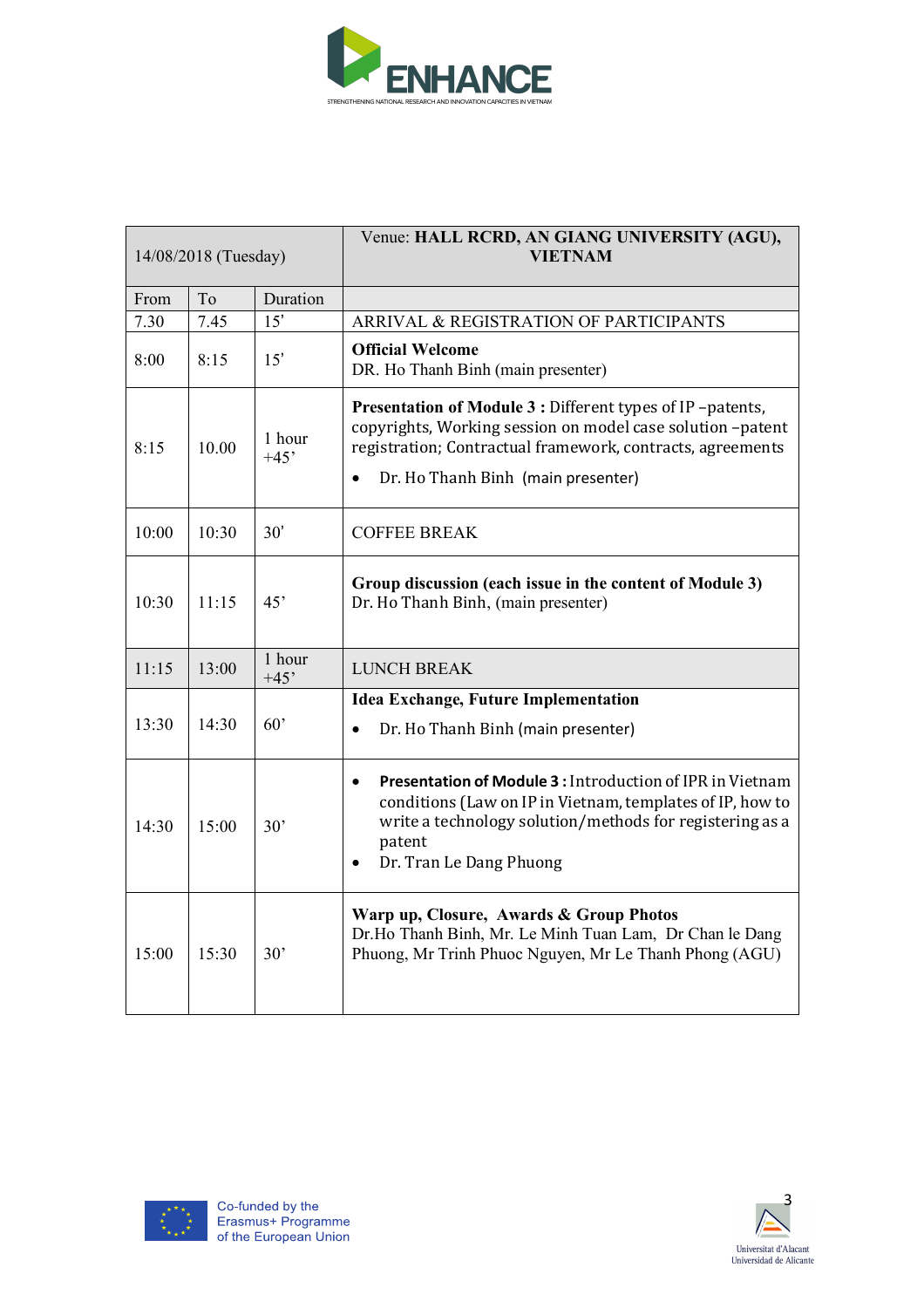| 14/08/2018 (Tuesday) | | | Venue: **HALL RCRD, AN GIANG UNIVERSITY (AGU), VIETNAM** |
|---|---|---|---|
| From | To | Duration | |
| 7.30 | 7.45 | 15’ | ARRIVAL & REGISTRATION OF PARTICIPANTS |
| 8:00 | 8:15 | 15’ | **Official Welcome**<br>DR. Ho Thanh Binh (main presenter) |
| 8:15 | 10.00 | 1 hour +45’ | **Presentation of Module 3 :** Different types of IP –patents, copyrights, Working session on model case solution –patent registration; Contractual framework, contracts, agreements<br>• Dr. Ho Thanh Binh (main presenter) |
| 10:00 | 10:30 | 30’ | COFFEE BREAK |
| 10:30 | 11:15 | 45’ | **Group discussion (each issue in the content of Module 3)**<br>Dr. Ho Thanh Binh, (main presenter) |
| 11:15 | 13:00 | 1 hour +45’ | LUNCH BREAK |
| 13:30 | 14:30 | 60’ | **Idea Exchange, Future Implementation**<br>• Dr. Ho Thanh Binh (main presenter) |
| 14:30 | 15:00 | 30’ | • **Presentation of Module 3 :** Introduction of IPR in Vietnam conditions (Law on IP in Vietnam, templates of IP, how to write a technology solution/methods for registering as a patent<br>• Dr. Tran Le Dang Phuong |
| 15:00 | 15:30 | 30’ | **Warp up, Closure, Awards & Group Photos**<br>Dr.Ho Thanh Binh, Mr. Le Minh Tuan Lam, Dr Chan le Dang Phuong, Mr Trinh Phuoc Nguyen, Mr Le Thanh Phong (AGU) |